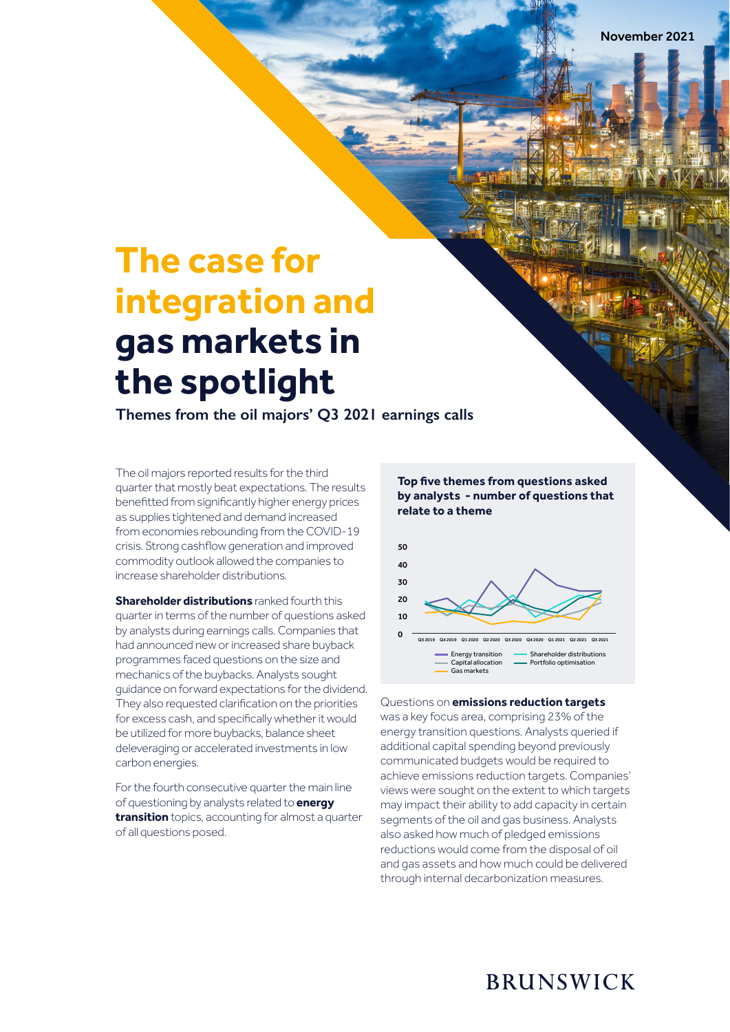November 2021

# The case for integration and gas markets in the spotlight

**Themes from the oil majors' Q3 2021 earnings calls**

The oil majors reported results for the third quarter that mostly beat expectations. The results benefitted from significantly higher energy prices as supplies tightened and demand increased from economies rebounding from the COVID-19 crisis. Strong cashflow generation and improved commodity outlook allowed the companies to increase shareholder distributions.

**Shareholder distributions** ranked fourth this quarter in terms of the number of questions asked by analysts during earnings calls. Companies that had announced new or increased share buyback programmes faced questions on the size and mechanics of the buybacks. Analysts sought guidance on forward expectations for the dividend. They also requested clarification on the priorities for excess cash, and specifically whether it would be utilized for more buybacks, balance sheet deleveraging or accelerated investments in low carbon energies.

For the fourth consecutive quarter the main line of questioning by analysts related to **energy transition** topics, accounting for almost a quarter of all questions posed.

**Top five themes from questions asked by analysts - number of questions that relate to a theme**

Y-axis: 0, 10, 20, 30, 40, 50

X-axis: Q3 2019, Q4 2019, Q1 2020, Q2 2020, Q3 2020, Q4 2020, Q1 2021, Q2 2021, Q3 2021

Legend: Energy transition, Shareholder distributions, Capital allocation, Portfolio optimisation, Gas markets

Questions on **emissions reduction targets** was a key focus area, comprising 23% of the energy transition questions. Analysts queried if additional capital spending beyond previously communicated budgets would be required to achieve emissions reduction targets. Companies' views were sought on the extent to which targets may impact their ability to add capacity in certain segments of the oil and gas business. Analysts also asked how much of pledged emissions reductions would come from the disposal of oil and gas assets and how much could be delivered through internal decarbonization measures.

BRUNSWICK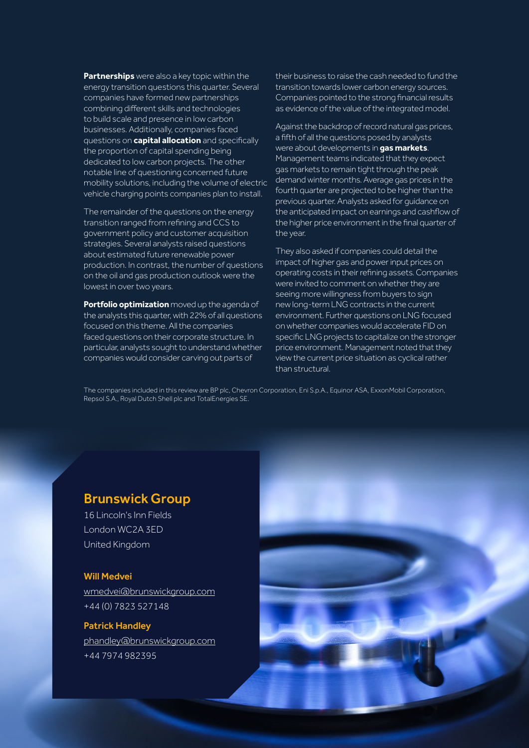**Partnerships** were also a key topic within the energy transition questions this quarter. Several companies have formed new partnerships combining different skills and technologies to build scale and presence in low carbon businesses. Additionally, companies faced questions on **capital allocation** and specifically the proportion of capital spending being dedicated to low carbon projects. The other notable line of questioning concerned future mobility solutions, including the volume of electric vehicle charging points companies plan to install.

The remainder of the questions on the energy transition ranged from refining and CCS to government policy and customer acquisition strategies. Several analysts raised questions about estimated future renewable power production. In contrast, the number of questions on the oil and gas production outlook were the lowest in over two years.

**Portfolio optimization** moved up the agenda of the analysts this quarter, with 22% of all questions focused on this theme. All the companies faced questions on their corporate structure. In particular, analysts sought to understand whether companies would consider carving out parts of their business to raise the cash needed to fund the transition towards lower carbon energy sources. Companies pointed to the strong financial results as evidence of the value of the integrated model.

Against the backdrop of record natural gas prices, a fifth of all the questions posed by analysts were about developments in **gas markets**. Management teams indicated that they expect gas markets to remain tight through the peak demand winter months. Average gas prices in the fourth quarter are projected to be higher than the previous quarter. Analysts asked for guidance on the anticipated impact on earnings and cashflow of the higher price environment in the final quarter of the year.

They also asked if companies could detail the impact of higher gas and power input prices on operating costs in their refining assets. Companies were invited to comment on whether they are seeing more willingness from buyers to sign new long-term LNG contracts in the current environment. Further questions on LNG focused on whether companies would accelerate FID on specific LNG projects to capitalize on the stronger price environment. Management noted that they view the current price situation as cyclical rather than structural.

The companies included in this review are BP plc, Chevron Corporation, Eni S.p.A., Equinor ASA, ExxonMobil Corporation, Repsol S.A., Royal Dutch Shell plc and TotalEnergies SE.

## Brunswick Group

16 Lincoln's Inn Fields
London WC2A 3ED
United Kingdom

**Will Medvei**
wmedvei@brunswickgroup.com
+44 (0) 7823 527148

**Patrick Handley**
phandley@brunswickgroup.com
+44 7974 982395